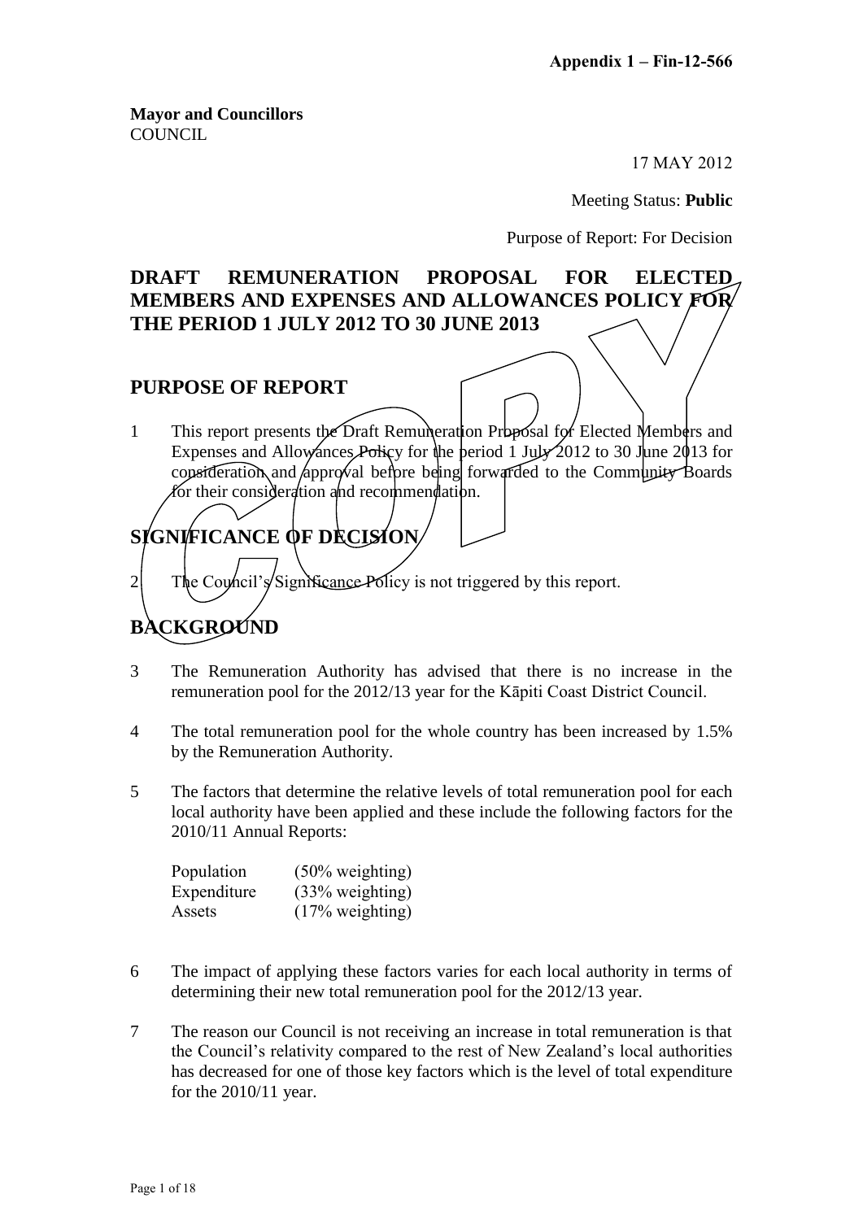**Appendix 1 – Fin-12-566**

**Mayor and Councillors**
COUNCIL

17 MAY 2012

Meeting Status: **Public**

Purpose of Report: For Decision

# DRAFT REMUNERATION PROPOSAL FOR ELECTED MEMBERS AND EXPENSES AND ALLOWANCES POLICY FOR THE PERIOD 1 JULY 2012 TO 30 JUNE 2013

## PURPOSE OF REPORT

1 This report presents the Draft Remuneration Proposal for Elected Members and Expenses and Allowances Policy for the period 1 July 2012 to 30 June 2013 for consideration and approval before being forwarded to the Community Boards for their consideration and recommendation.

## SIGNIFICANCE OF DECISION

2 The Council's Significance Policy is not triggered by this report.

## BACKGROUND

3 The Remuneration Authority has advised that there is no increase in the remuneration pool for the 2012/13 year for the Kāpiti Coast District Council.

4 The total remuneration pool for the whole country has been increased by 1.5% by the Remuneration Authority.

5 The factors that determine the relative levels of total remuneration pool for each local authority have been applied and these include the following factors for the 2010/11 Annual Reports:

| | |
|---|---|
| Population | (50% weighting) |
| Expenditure | (33% weighting) |
| Assets | (17% weighting) |

6 The impact of applying these factors varies for each local authority in terms of determining their new total remuneration pool for the 2012/13 year.

7 The reason our Council is not receiving an increase in total remuneration is that the Council's relativity compared to the rest of New Zealand's local authorities has decreased for one of those key factors which is the level of total expenditure for the 2010/11 year.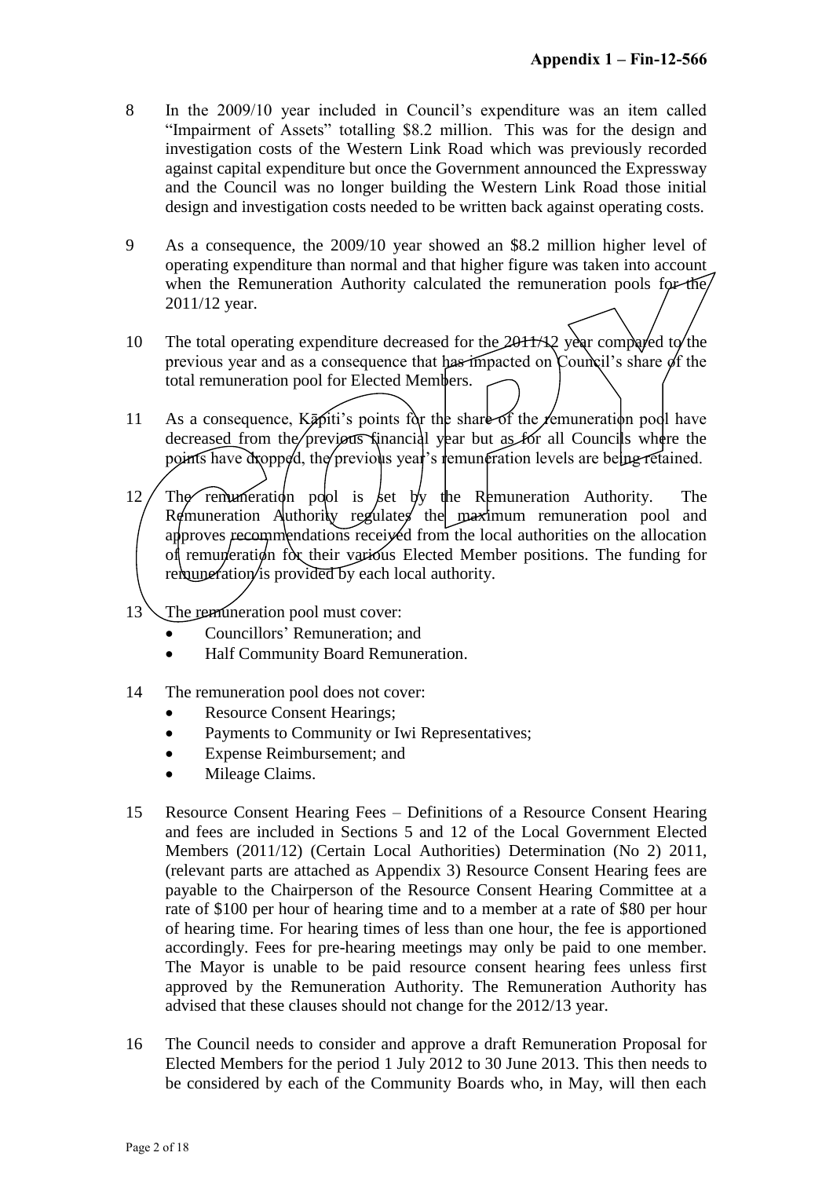Appendix 1 – Fin-12-566

8 In the 2009/10 year included in Council's expenditure was an item called "Impairment of Assets" totalling $8.2 million. This was for the design and investigation costs of the Western Link Road which was previously recorded against capital expenditure but once the Government announced the Expressway and the Council was no longer building the Western Link Road those initial design and investigation costs needed to be written back against operating costs.

9 As a consequence, the 2009/10 year showed an $8.2 million higher level of operating expenditure than normal and that higher figure was taken into account when the Remuneration Authority calculated the remuneration pools for the 2011/12 year.

10 The total operating expenditure decreased for the 2011/12 year compared to the previous year and as a consequence that has impacted on Council's share of the total remuneration pool for Elected Members.

11 As a consequence, Kāpiti's points for the share of the remuneration pool have decreased from the previous financial year but as for all Councils where the points have dropped, the previous year's remuneration levels are being retained.

12 The remuneration pool is set by the Remuneration Authority. The Remuneration Authority regulates the maximum remuneration pool and approves recommendations received from the local authorities on the allocation of remuneration for their various Elected Member positions. The funding for remuneration is provided by each local authority.

13 The remuneration pool must cover:

- Councillors' Remuneration; and
- Half Community Board Remuneration.

14 The remuneration pool does not cover:

- Resource Consent Hearings;
- Payments to Community or Iwi Representatives;
- Expense Reimbursement; and
- Mileage Claims.

15 Resource Consent Hearing Fees – Definitions of a Resource Consent Hearing and fees are included in Sections 5 and 12 of the Local Government Elected Members (2011/12) (Certain Local Authorities) Determination (No 2) 2011, (relevant parts are attached as Appendix 3) Resource Consent Hearing fees are payable to the Chairperson of the Resource Consent Hearing Committee at a rate of $100 per hour of hearing time and to a member at a rate of $80 per hour of hearing time. For hearing times of less than one hour, the fee is apportioned accordingly. Fees for pre-hearing meetings may only be paid to one member. The Mayor is unable to be paid resource consent hearing fees unless first approved by the Remuneration Authority. The Remuneration Authority has advised that these clauses should not change for the 2012/13 year.

16 The Council needs to consider and approve a draft Remuneration Proposal for Elected Members for the period 1 July 2012 to 30 June 2013. This then needs to be considered by each of the Community Boards who, in May, will then each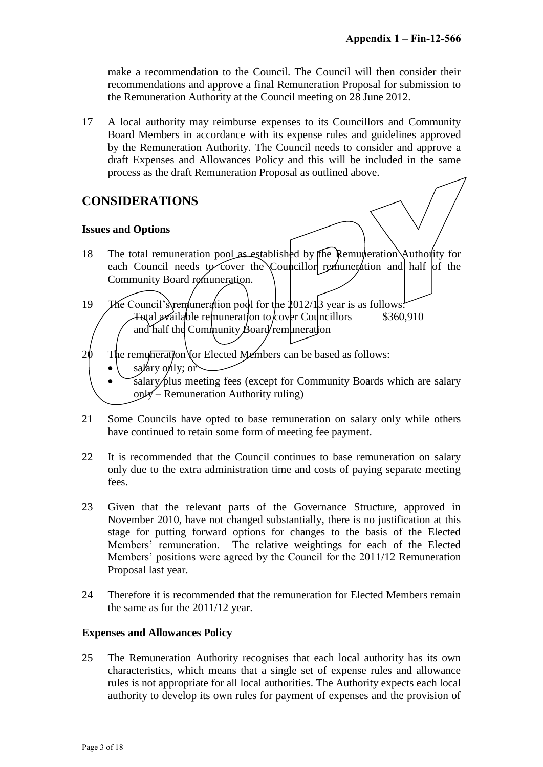make a recommendation to the Council. The Council will then consider their recommendations and approve a final Remuneration Proposal for submission to the Remuneration Authority at the Council meeting on 28 June 2012.

17 A local authority may reimburse expenses to its Councillors and Community Board Members in accordance with its expense rules and guidelines approved by the Remuneration Authority. The Council needs to consider and approve a draft Expenses and Allowances Policy and this will be included in the same process as the draft Remuneration Proposal as outlined above.

## CONSIDERATIONS

### Issues and Options

18 The total remuneration pool as established by the Remuneration Authority for each Council needs to cover the Councillor remuneration and half of the Community Board remuneration.

19 The Council's remuneration pool for the 2012/13 year is as follows:

| | |
|---|---|
| Total available remuneration to cover Councillors and half the Community Board remuneration | $360,910 |

20 The remuneration for Elected Members can be based as follows:

- salary only; <u>or</u>
- salary plus meeting fees (except for Community Boards which are salary only – Remuneration Authority ruling)

21 Some Councils have opted to base remuneration on salary only while others have continued to retain some form of meeting fee payment.

22 It is recommended that the Council continues to base remuneration on salary only due to the extra administration time and costs of paying separate meeting fees.

23 Given that the relevant parts of the Governance Structure, approved in November 2010, have not changed substantially, there is no justification at this stage for putting forward options for changes to the basis of the Elected Members' remuneration. The relative weightings for each of the Elected Members' positions were agreed by the Council for the 2011/12 Remuneration Proposal last year.

24 Therefore it is recommended that the remuneration for Elected Members remain the same as for the 2011/12 year.

### Expenses and Allowances Policy

25 The Remuneration Authority recognises that each local authority has its own characteristics, which means that a single set of expense rules and allowance rules is not appropriate for all local authorities. The Authority expects each local authority to develop its own rules for payment of expenses and the provision of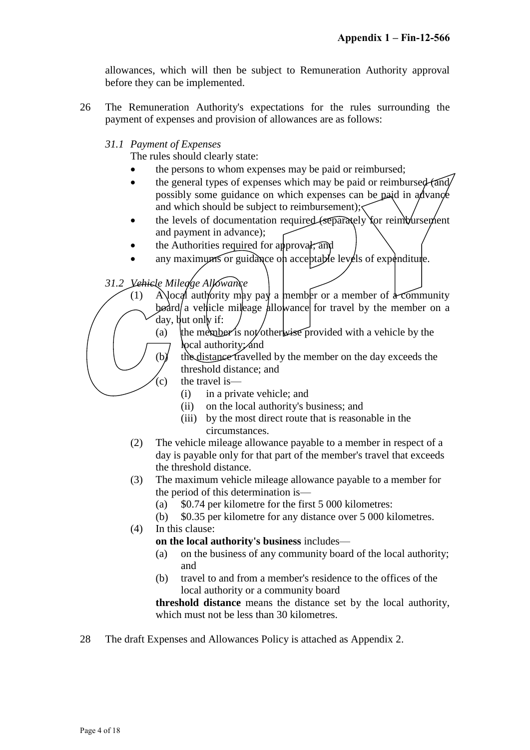allowances, which will then be subject to Remuneration Authority approval before they can be implemented.

26 The Remuneration Authority's expectations for the rules surrounding the payment of expenses and provision of allowances are as follows:

*31.1 Payment of Expenses*

The rules should clearly state:

- the persons to whom expenses may be paid or reimbursed;
- the general types of expenses which may be paid or reimbursed (and possibly some guidance on which expenses can be paid in advance and which should be subject to reimbursement);
- the levels of documentation required (separately for reimbursement and payment in advance);
- the Authorities required for approval; and
- any maximums or guidance on acceptable levels of expenditure.

*31.2 Vehicle Mileage Allowance*

(1) A local authority may pay a member or a member of a community board a vehicle mileage allowance for travel by the member on a day, but only if:
   - (a) the member is not otherwise provided with a vehicle by the local authority; and
   - (b) the distance travelled by the member on the day exceeds the threshold distance; and
   - (c) the travel is—
     - (i) in a private vehicle; and
     - (ii) on the local authority's business; and
     - (iii) by the most direct route that is reasonable in the circumstances.

(2) The vehicle mileage allowance payable to a member in respect of a day is payable only for that part of the member's travel that exceeds the threshold distance.

(3) The maximum vehicle mileage allowance payable to a member for the period of this determination is—
   - (a) \$0.74 per kilometre for the first 5 000 kilometres:
   - (b) \$0.35 per kilometre for any distance over 5 000 kilometres.

(4) In this clause:

**on the local authority's business** includes—
   - (a) on the business of any community board of the local authority; and
   - (b) travel to and from a member's residence to the offices of the local authority or a community board

**threshold distance** means the distance set by the local authority, which must not be less than 30 kilometres.

28 The draft Expenses and Allowances Policy is attached as Appendix 2.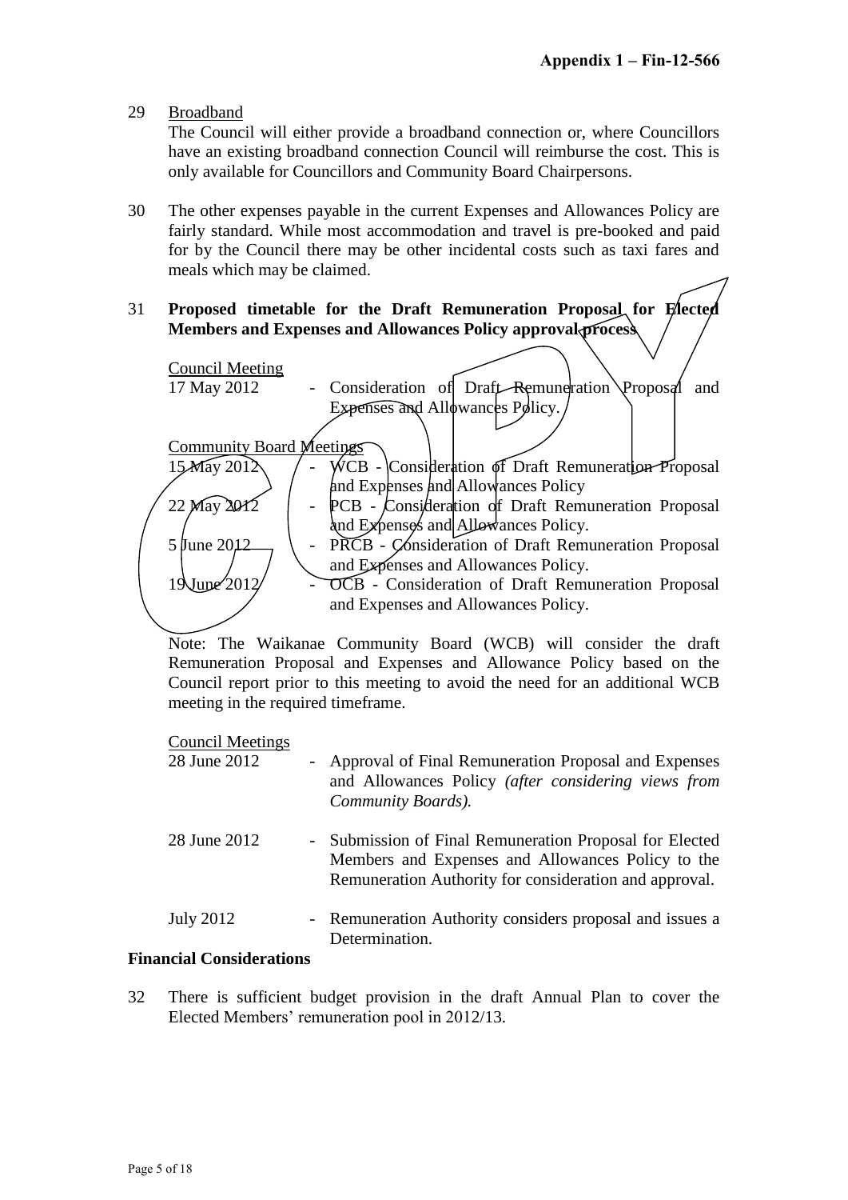29 Broadband

The Council will either provide a broadband connection or, where Councillors have an existing broadband connection Council will reimburse the cost. This is only available for Councillors and Community Board Chairpersons.

30 The other expenses payable in the current Expenses and Allowances Policy are fairly standard. While most accommodation and travel is pre-booked and paid for by the Council there may be other incidental costs such as taxi fares and meals which may be claimed.

31 **Proposed timetable for the Draft Remuneration Proposal for Elected Members and Expenses and Allowances Policy approval process**

Council Meeting

| | | |
|---|---|---|
| 17 May 2012 | - | Consideration of Draft Remuneration Proposal and Expenses and Allowances Policy. |

Community Board Meetings

| | | |
|---|---|---|
| 15 May 2012 | - | WCB - Consideration of Draft Remuneration Proposal and Expenses and Allowances Policy |
| 22 May 2012 | - | PCB - Consideration of Draft Remuneration Proposal and Expenses and Allowances Policy. |
| 5 June 2012 | - | PRCB - Consideration of Draft Remuneration Proposal and Expenses and Allowances Policy. |
| 19 June 2012 | - | OCB - Consideration of Draft Remuneration Proposal and Expenses and Allowances Policy. |

Note: The Waikanae Community Board (WCB) will consider the draft Remuneration Proposal and Expenses and Allowance Policy based on the Council report prior to this meeting to avoid the need for an additional WCB meeting in the required timeframe.

Council Meetings

| | | |
|---|---|---|
| 28 June 2012 | - | Approval of Final Remuneration Proposal and Expenses and Allowances Policy *(after considering views from Community Boards).* |
| 28 June 2012 | - | Submission of Final Remuneration Proposal for Elected Members and Expenses and Allowances Policy to the Remuneration Authority for consideration and approval. |
| July 2012 | - | Remuneration Authority considers proposal and issues a Determination. |

**Financial Considerations**

32 There is sufficient budget provision in the draft Annual Plan to cover the Elected Members' remuneration pool in 2012/13.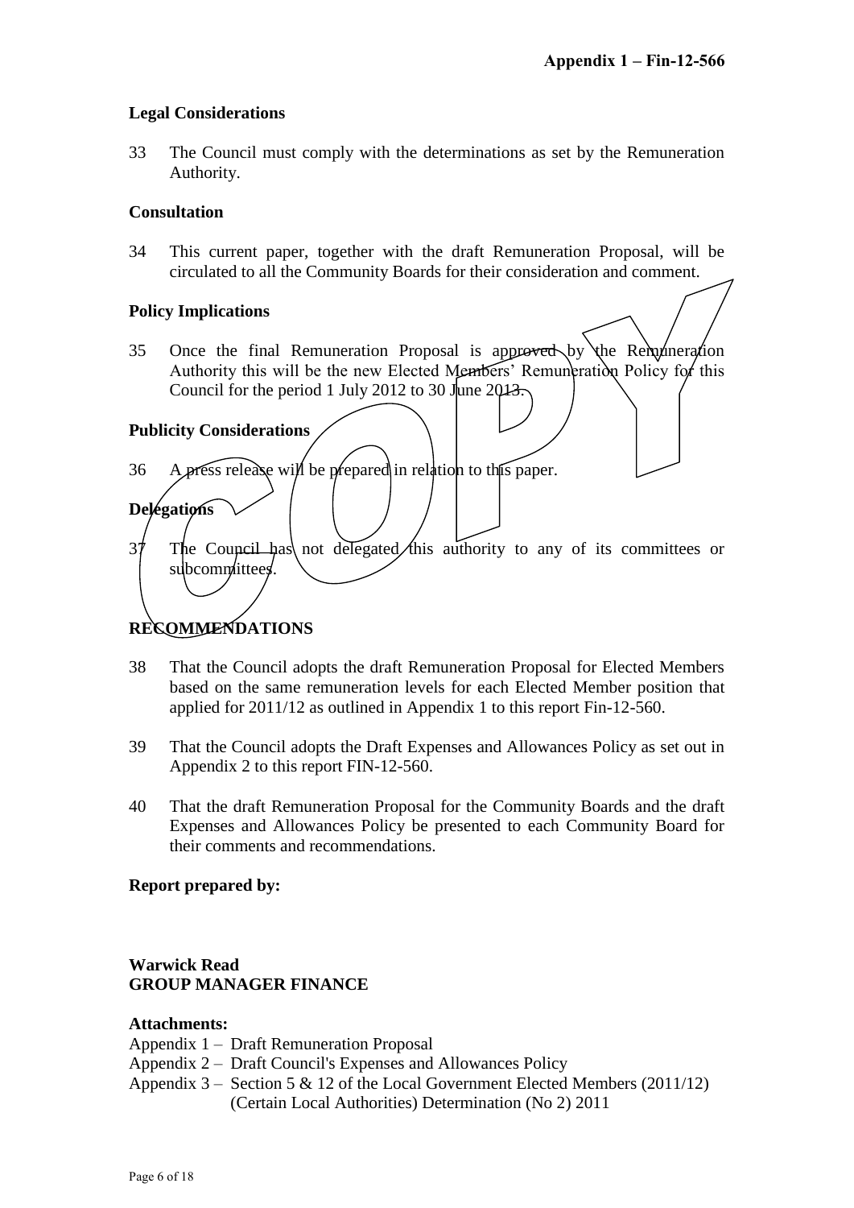**Appendix 1 – Fin-12-566**

### Legal Considerations

33 The Council must comply with the determinations as set by the Remuneration Authority.

### Consultation

34 This current paper, together with the draft Remuneration Proposal, will be circulated to all the Community Boards for their consideration and comment.

### Policy Implications

35 Once the final Remuneration Proposal is approved by the Remuneration Authority this will be the new Elected Members' Remuneration Policy for this Council for the period 1 July 2012 to 30 June 2013.

### Publicity Considerations

36 A press release will be prepared in relation to this paper.

### Delegations

37 The Council has not delegated this authority to any of its committees or subcommittees.

## RECOMMENDATIONS

38 That the Council adopts the draft Remuneration Proposal for Elected Members based on the same remuneration levels for each Elected Member position that applied for 2011/12 as outlined in Appendix 1 to this report Fin-12-560.

39 That the Council adopts the Draft Expenses and Allowances Policy as set out in Appendix 2 to this report FIN-12-560.

40 That the draft Remuneration Proposal for the Community Boards and the draft Expenses and Allowances Policy be presented to each Community Board for their comments and recommendations.

**Report prepared by:**

**Warwick Read**
**GROUP MANAGER FINANCE**

**Attachments:**

Appendix 1 – Draft Remuneration Proposal
Appendix 2 – Draft Council's Expenses and Allowances Policy
Appendix 3 – Section 5 & 12 of the Local Government Elected Members (2011/12) (Certain Local Authorities) Determination (No 2) 2011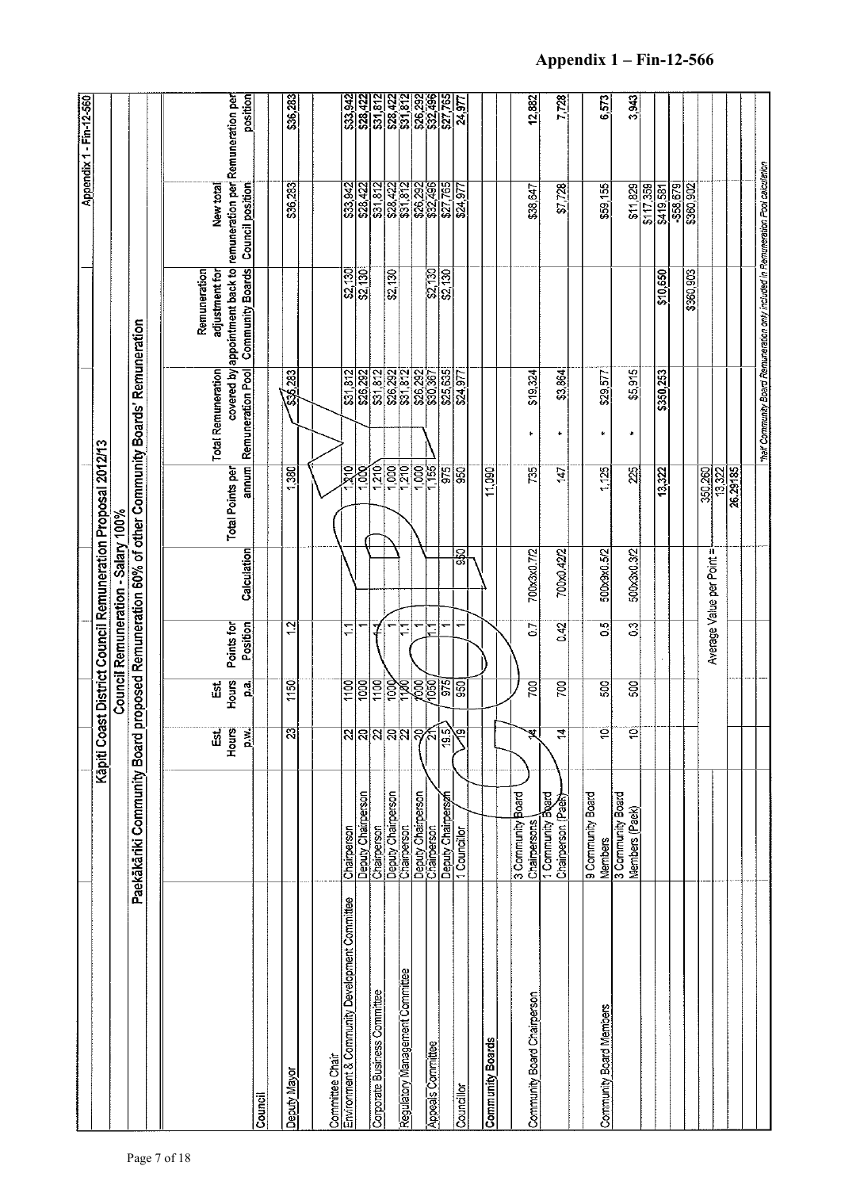# Appendix 1 – Fin-12-566

Appendix 1 - Fin-12-560

## Kāpiti Coast District Council Remuneration Proposal 2012/13

### Council Remuneration - Salary 100%

### Paekākāriki Community Board proposed Remuneration 60% of other Community Boards' Remuneration

| | | Est. Hours p.w. | Est. Hours p.a. | Points for Position | Calculation | Total Points per annum | Total Remuneration covered by Remuneration Pool | Remuneration adjustment for appointment back to Community Boards | New total remuneration per Council position | Remuneration per position |
|---|---|---|---|---|---|---|---|---|---|---|
| **Council** | | | | | | | | | | |
| Deputy Mayor | | 23 | 1150 | 1.2 | | 1,380 | $36,283 | | $36,283 | $36,283 |
| Committee Chair | | | | | | | | | | |
| Environment & Community Development Committee | Chairperson | 22 | 1100 | 1.1 | | 1,210 | $31,812 | $2,130 | $33,942 | $33,942 |
| | Deputy Chairperson | 20 | 1000 | 1 | | 1,000 | $26,292 | $2,130 | $28,422 | $28,422 |
| Corporate Business Committee | Chairperson | 22 | 1100 | 1.1 | | 1,210 | $31,812 | | $31,812 | $31,812 |
| | Deputy Chairperson | 20 | 1000 | 1 | | 1,000 | $26,292 | $2,130 | $28,422 | $28,422 |
| Regulatory Management Committee | Chairperson | 22 | 1100 | 1.1 | | 1,210 | $31,812 | | $31,812 | $31,812 |
| | Deputy Chairperson | 20 | 1000 | 1 | | 1,000 | $26,292 | | $26,292 | $26,292 |
| Appeals Committee | Chairperson | 21 | 1050 | 1.1 | | 1,155 | $30,367 | $2,130 | $32,496 | $32,496 |
| | Deputy Chairperson | 19.5 | 975 | 1 | | 975 | $25,635 | $2,130 | $27,765 | $27,765 |
| Councillor | 1 Councillor | 19 | 950 | 1 | 950 | 950 | $24,977 | | $24,977 | 24,977 |
| **Community Boards** | | | | | | 11,090 | | | | |
| Community Board Chairperson | 3 Community Board Chairpersons | 14 | 700 | 0.7 | 700x3x0.7/2 | 735 | * $19,324 | | $38,647 | 12,882 |
| | 1 Community Board Chairperson (Paek) | 14 | 700 | 0.42 | 700x0.42/2 | 147 | * $3,864 | | $7,728 | 7,728 |
| Community Board Members | 9 Community Board Members | 10 | 500 | 0.5 | 500x9x0.5/2 | 1,125 | * $29,577 | | $59,155 | 6,573 |
| | 3 Community Board Members (Paek) | 10 | 500 | 0.3 | 500x3x0.3/2 | 225 | * $5,915 | | $11,829 | 3,943 |
| | | | | | | 13,322 | $350,253 | $10,650 | $117,359 | |
| | | | | | | | | | $419,581 | |
| | | | | | | | | | -$58,679 | |
| | | | | Average Value per Point = | | 350,260 | | $360,903 | $360,902 | |
| | | | | | | 13,322 | | | | |
| | | | | | | 26.29185 | | | | |

*half Community Board Remuneration only included in Remuneration Pool calculation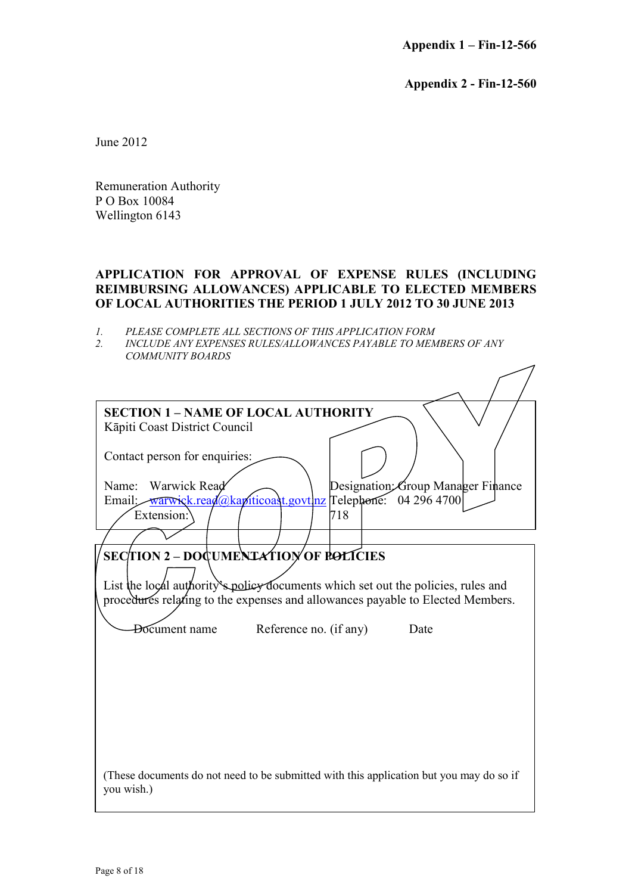**Appendix 1 – Fin-12-566**

**Appendix 2 - Fin-12-560**

June 2012

Remuneration Authority
P O Box 10084
Wellington 6143

**APPLICATION FOR APPROVAL OF EXPENSE RULES (INCLUDING REIMBURSING ALLOWANCES) APPLICABLE TO ELECTED MEMBERS OF LOCAL AUTHORITIES THE PERIOD 1 JULY 2012 TO 30 JUNE 2013**

1. *PLEASE COMPLETE ALL SECTIONS OF THIS APPLICATION FORM*
2. *INCLUDE ANY EXPENSES RULES/ALLOWANCES PAYABLE TO MEMBERS OF ANY COMMUNITY BOARDS*

COPY

**SECTION 1 – NAME OF LOCAL AUTHORITY**

Kāpiti Coast District Council

Contact person for enquiries:

Name: Warwick Read
Designation: Group Manager Finance
Email: warwick.read@kapiticoast.govt.nz
Telephone: 04 296 4700
Extension: 718

**SECTION 2 – DOCUMENTATION OF POLICIES**

List the local authority's policy documents which set out the policies, rules and procedures relating to the expenses and allowances payable to Elected Members.

| Document name | Reference no. (if any) | Date |
|---|---|---|
| | | |

(These documents do not need to be submitted with this application but you may do so if you wish.)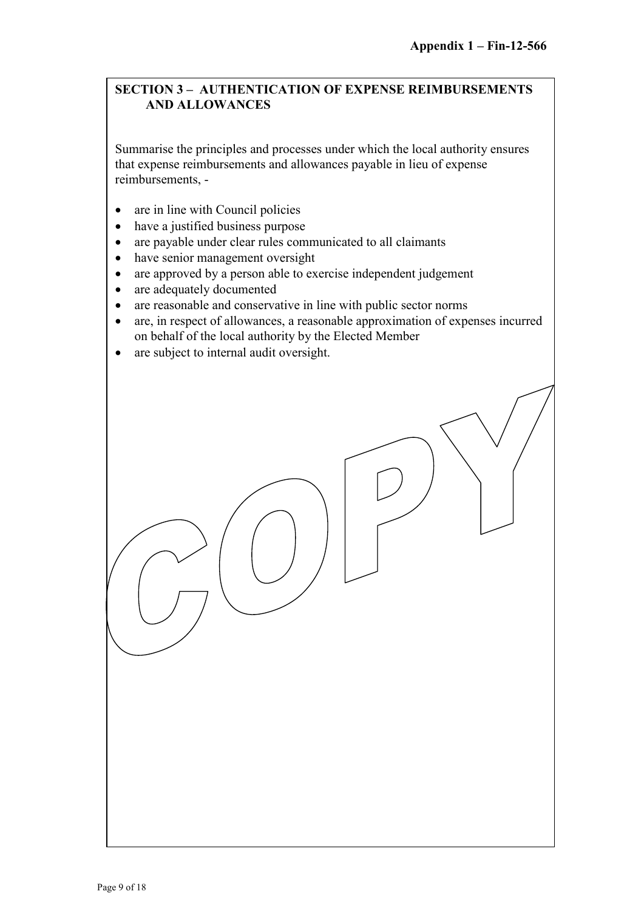**Appendix 1 – Fin-12-566**

## SECTION 3 – AUTHENTICATION OF EXPENSE REIMBURSEMENTS AND ALLOWANCES

Summarise the principles and processes under which the local authority ensures that expense reimbursements and allowances payable in lieu of expense reimbursements, -

- are in line with Council policies
- have a justified business purpose
- are payable under clear rules communicated to all claimants
- have senior management oversight
- are approved by a person able to exercise independent judgement
- are adequately documented
- are reasonable and conservative in line with public sector norms
- are, in respect of allowances, a reasonable approximation of expenses incurred on behalf of the local authority by the Elected Member
- are subject to internal audit oversight.

COPY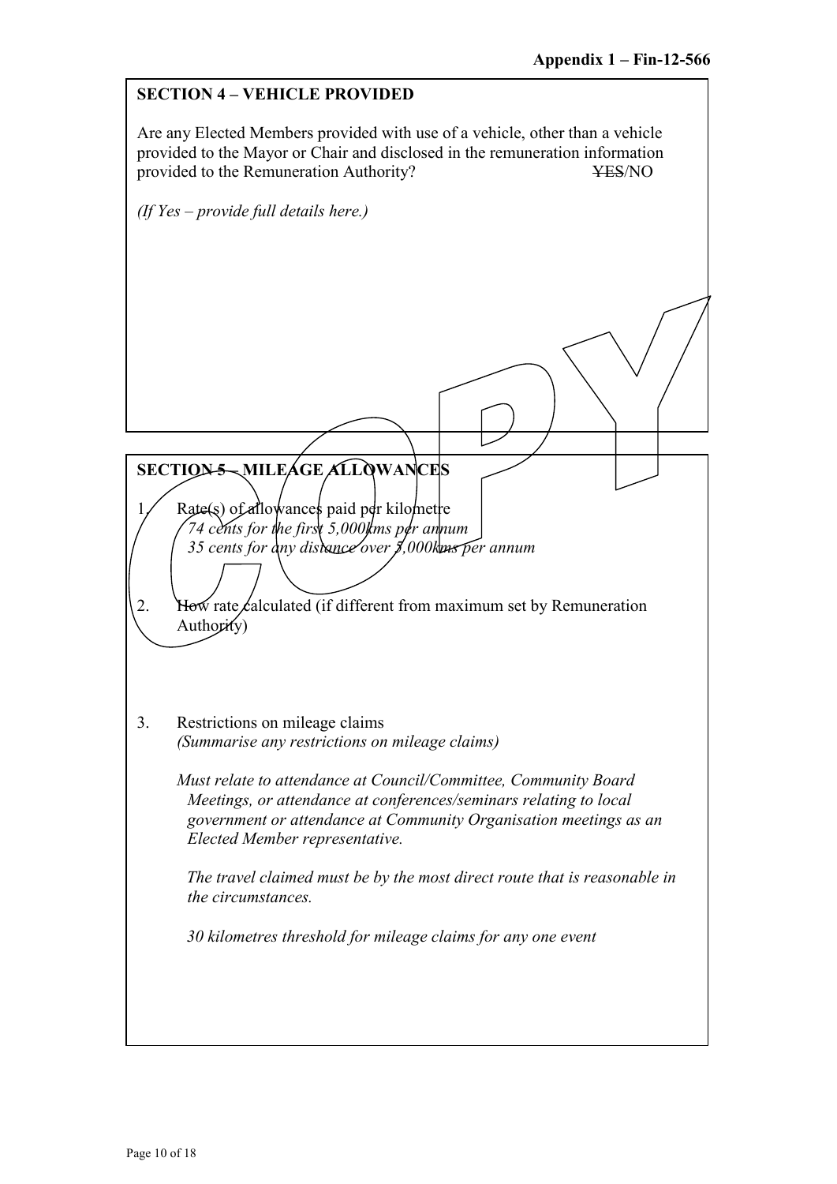**Appendix 1 – Fin-12-566**

## SECTION 4 – VEHICLE PROVIDED

Are any Elected Members provided with use of a vehicle, other than a vehicle provided to the Mayor or Chair and disclosed in the remuneration information provided to the Remuneration Authority? ~~YES~~/NO

*(If Yes – provide full details here.)*

## SECTION 5 – MILEAGE ALLOWANCES

1. Rate(s) of allowances paid per kilometre
   *74 cents for the first 5,000kms per annum*
   *35 cents for any distance over 5,000kms per annum*

2. How rate calculated (if different from maximum set by Remuneration Authority)

3. Restrictions on mileage claims
   *(Summarise any restrictions on mileage claims)*

   *Must relate to attendance at Council/Committee, Community Board Meetings, or attendance at conferences/seminars relating to local government or attendance at Community Organisation meetings as an Elected Member representative.*

   *The travel claimed must be by the most direct route that is reasonable in the circumstances.*

   *30 kilometres threshold for mileage claims for any one event*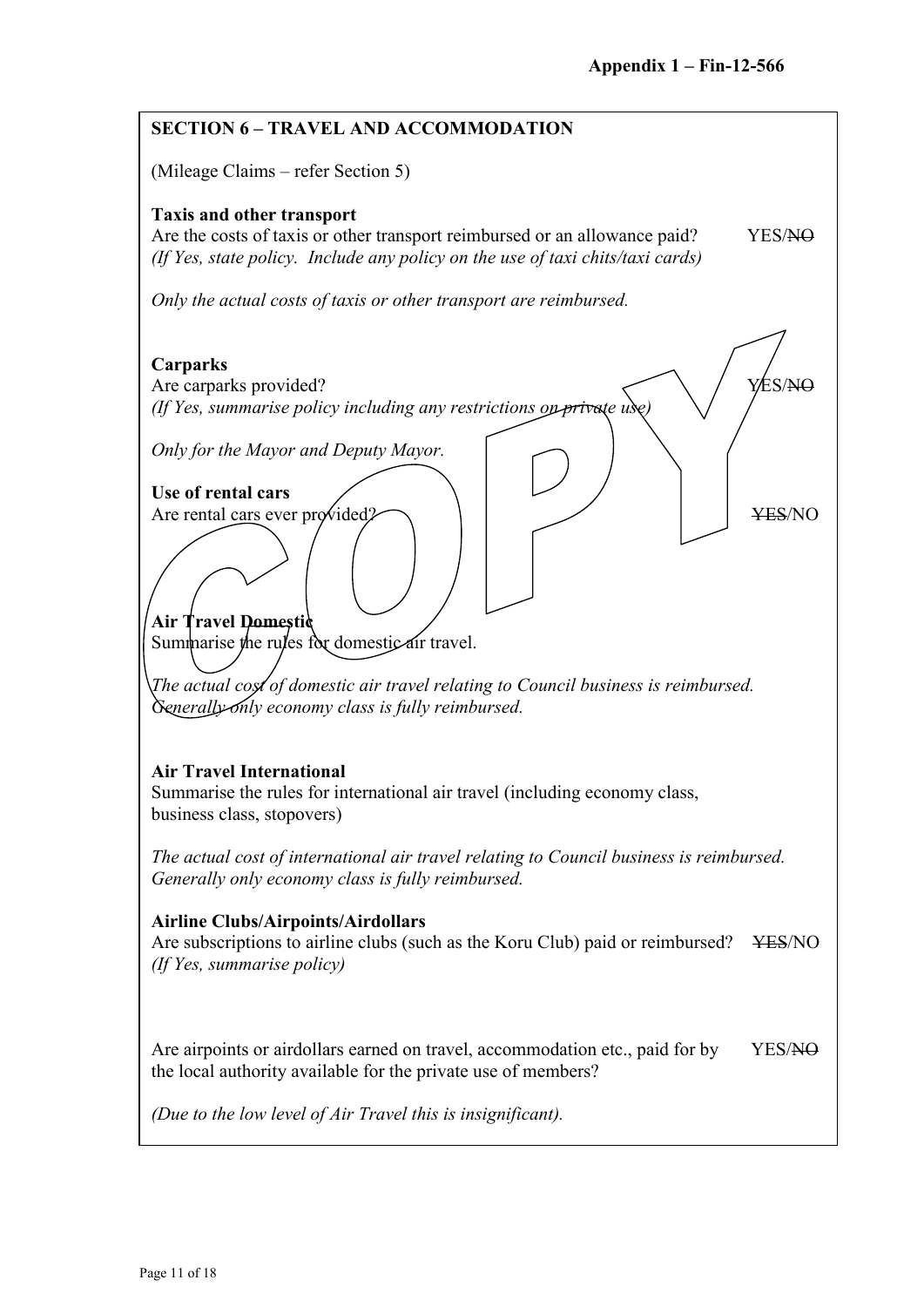**Appendix 1 – Fin-12-566**

## SECTION 6 – TRAVEL AND ACCOMMODATION

(Mileage Claims – refer Section 5)

**Taxis and other transport**

Are the costs of taxis or other transport reimbursed or an allowance paid? YES/~~NO~~

*(If Yes, state policy. Include any policy on the use of taxi chits/taxi cards)*

*Only the actual costs of taxis or other transport are reimbursed.*

**Carparks**

Are carparks provided? YES/~~NO~~

*(If Yes, summarise policy including any restrictions on private use)*

*Only for the Mayor and Deputy Mayor.*

**Use of rental cars**

Are rental cars ever provided? ~~YES~~/NO

**Air Travel Domestic**

Summarise the rules for domestic air travel.

*The actual cost of domestic air travel relating to Council business is reimbursed. Generally only economy class is fully reimbursed.*

**Air Travel International**

Summarise the rules for international air travel (including economy class, business class, stopovers)

*The actual cost of international air travel relating to Council business is reimbursed. Generally only economy class is fully reimbursed.*

**Airline Clubs/Airpoints/Airdollars**

Are subscriptions to airline clubs (such as the Koru Club) paid or reimbursed? ~~YES~~/NO

*(If Yes, summarise policy)*

Are airpoints or airdollars earned on travel, accommodation etc., paid for by the local authority available for the private use of members? YES/~~NO~~

*(Due to the low level of Air Travel this is insignificant).*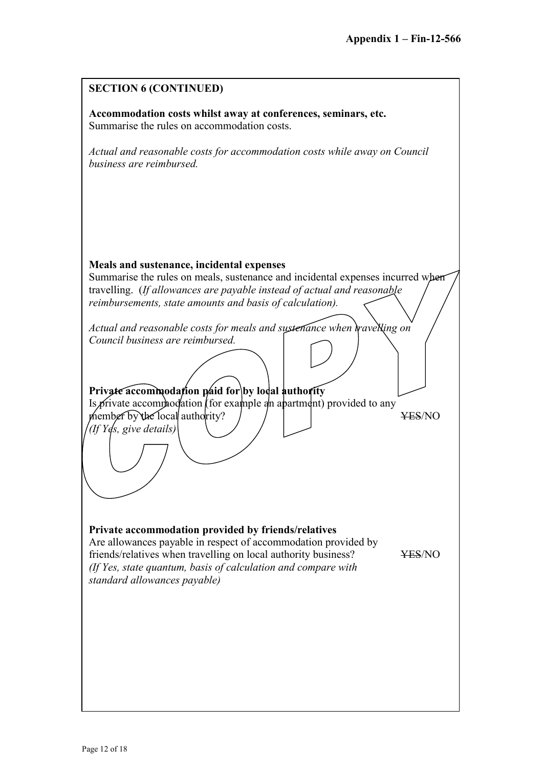**Appendix 1 – Fin-12-566**

## SECTION 6 (CONTINUED)

**Accommodation costs whilst away at conferences, seminars, etc.**
Summarise the rules on accommodation costs.

*Actual and reasonable costs for accommodation costs while away on Council business are reimbursed.*

**Meals and sustenance, incidental expenses**
Summarise the rules on meals, sustenance and incidental expenses incurred when travelling. (*If allowances are payable instead of actual and reasonable reimbursements, state amounts and basis of calculation).*

*Actual and reasonable costs for meals and sustenance when travelling on Council business are reimbursed.*

**Private accommodation paid for by local authority**
Is private accommodation (for example an apartment) provided to any member by the local authority? ~~YES~~/NO
*(If Yes, give details)*

**Private accommodation provided by friends/relatives**
Are allowances payable in respect of accommodation provided by friends/relatives when travelling on local authority business? ~~YES~~/NO
*(If Yes, state quantum, basis of calculation and compare with standard allowances payable)*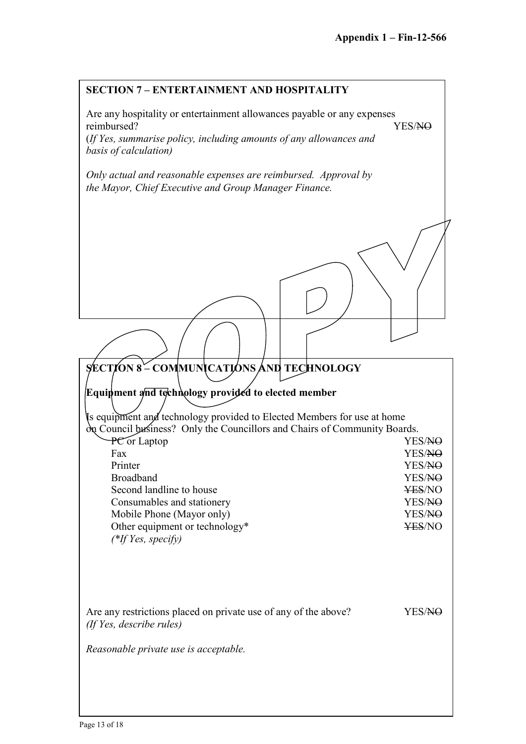Appendix 1 – Fin-12-566

## SECTION 7 – ENTERTAINMENT AND HOSPITALITY

Are any hospitality or entertainment allowances payable or any expenses reimbursed? YES/~~NO~~

*(If Yes, summarise policy, including amounts of any allowances and basis of calculation)*

*Only actual and reasonable expenses are reimbursed. Approval by the Mayor, Chief Executive and Group Manager Finance.*

COPY

## SECTION 8 – COMMUNICATIONS AND TECHNOLOGY

**Equipment and technology provided to elected member**

Is equipment and technology provided to Elected Members for use at home on Council business? Only the Councillors and Chairs of Community Boards.

| | |
|---|---|
| PC or Laptop | YES/~~NO~~ |
| Fax | YES/~~NO~~ |
| Printer | YES/~~NO~~ |
| Broadband | YES/~~NO~~ |
| Second landline to house | ~~YES~~/NO |
| Consumables and stationery | YES/~~NO~~ |
| Mobile Phone (Mayor only) | YES/~~NO~~ |
| Other equipment or technology* | ~~YES~~/NO |

*(\*If Yes, specify)*

Are any restrictions placed on private use of any of the above? YES/~~NO~~

*(If Yes, describe rules)*

*Reasonable private use is acceptable.*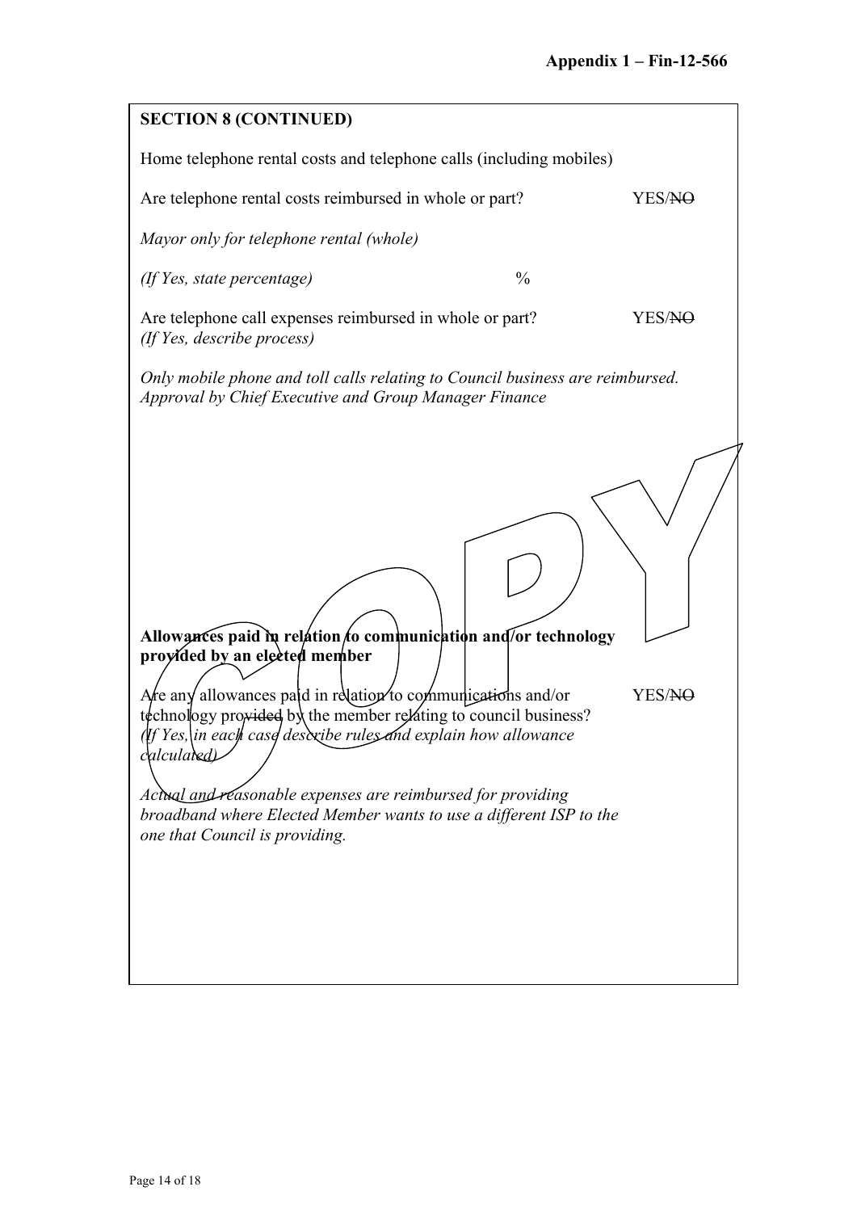**SECTION 8 (CONTINUED)**

Home telephone rental costs and telephone calls (including mobiles)

Are telephone rental costs reimbursed in whole or part? YES/~~NO~~

*Mayor only for telephone rental (whole)*

*(If Yes, state percentage)* %

Are telephone call expenses reimbursed in whole or part? YES/~~NO~~
*(If Yes, describe process)*

*Only mobile phone and toll calls relating to Council business are reimbursed. Approval by Chief Executive and Group Manager Finance*

**Allowances paid in relation to communication and/or technology provided by an elected member**

Are any allowances paid in relation to communications and/or technology provided by the member relating to council business? YES/~~NO~~
*(If Yes, in each case describe rules and explain how allowance calculated)*

*Actual and reasonable expenses are reimbursed for providing broadband where Elected Member wants to use a different ISP to the one that Council is providing.*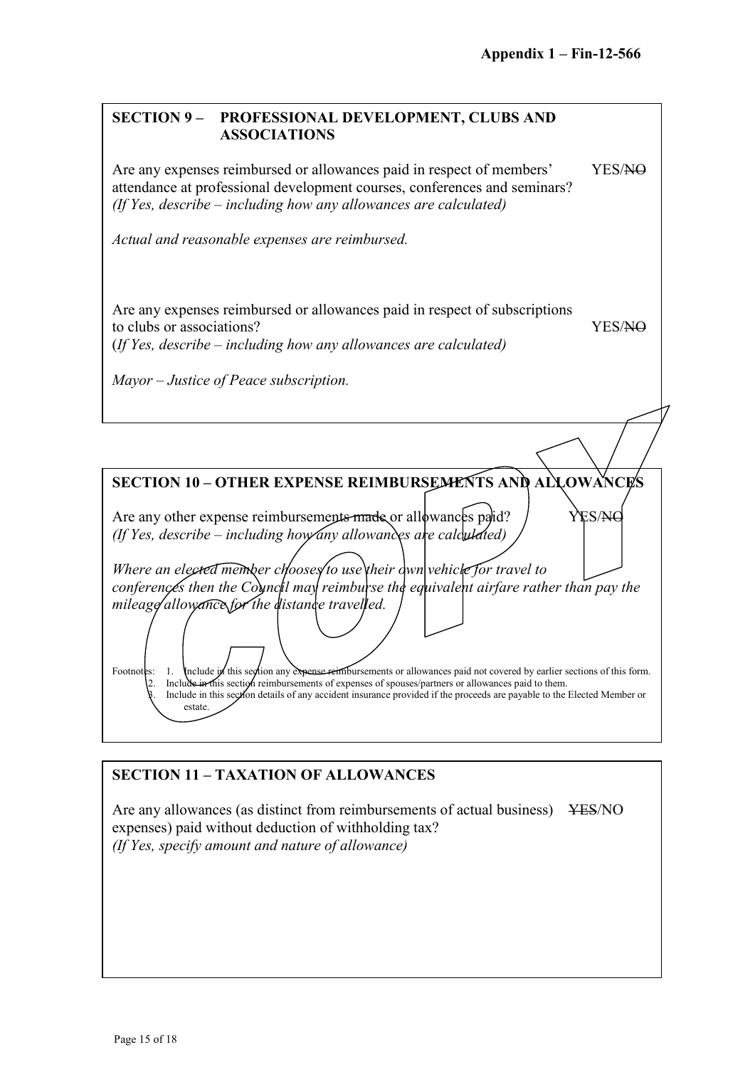## SECTION 9 – PROFESSIONAL DEVELOPMENT, CLUBS AND ASSOCIATIONS

Are any expenses reimbursed or allowances paid in respect of members' attendance at professional development courses, conferences and seminars? YES/~~NO~~
*(If Yes, describe – including how any allowances are calculated)*

*Actual and reasonable expenses are reimbursed.*

Are any expenses reimbursed or allowances paid in respect of subscriptions to clubs or associations? YES/~~NO~~
*(If Yes, describe – including how any allowances are calculated)*

*Mayor – Justice of Peace subscription.*

## SECTION 10 – OTHER EXPENSE REIMBURSEMENTS AND ALLOWANCES

Are any other expense reimbursements made or allowances paid? YES/~~NO~~
*(If Yes, describe – including how any allowances are calculated)*

*Where an elected member chooses to use their own vehicle for travel to conferences then the Council may reimburse the equivalent airfare rather than pay the mileage allowance for the distance travelled.*

Footnotes:
1. Include in this section any expense reimbursements or allowances paid not covered by earlier sections of this form.
2. Include in this section reimbursements of expenses of spouses/partners or allowances paid to them.
3. Include in this section details of any accident insurance provided if the proceeds are payable to the Elected Member or estate.

## SECTION 11 – TAXATION OF ALLOWANCES

Are any allowances (as distinct from reimbursements of actual business expenses) paid without deduction of withholding tax? ~~YES~~/NO
*(If Yes, specify amount and nature of allowance)*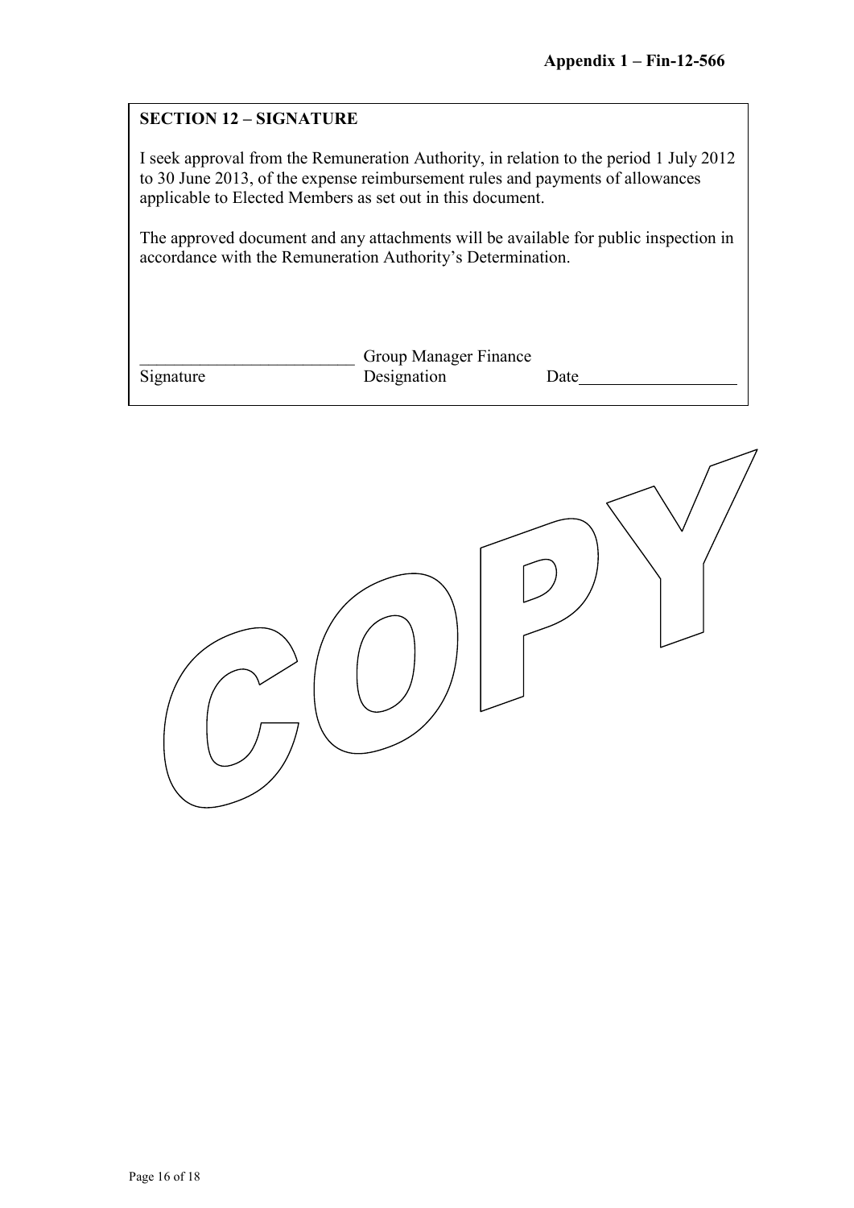**Appendix 1 – Fin-12-566**

**SECTION 12 – SIGNATURE**

I seek approval from the Remuneration Authority, in relation to the period 1 July 2012 to 30 June 2013, of the expense reimbursement rules and payments of allowances applicable to Elected Members as set out in this document.

The approved document and any attachments will be available for public inspection in accordance with the Remuneration Authority's Determination.

| _________________________ | Group Manager Finance | |
|---|---|---|
| Signature | Designation | Date__________________ |

COPY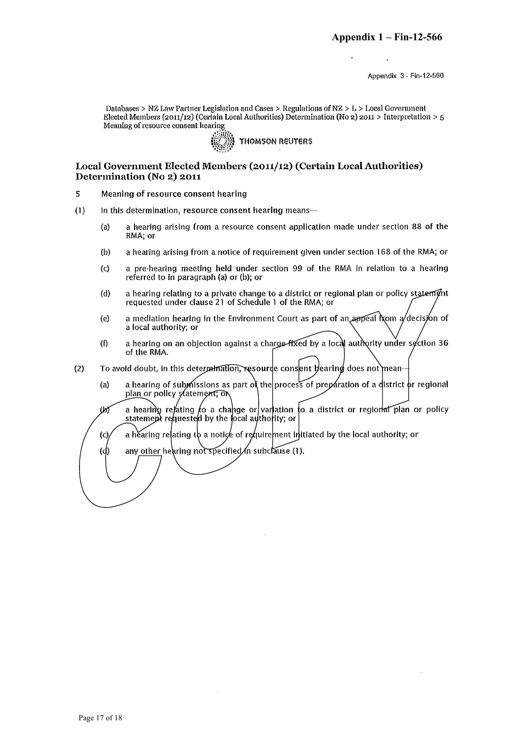**Appendix 1 – Fin-12-566**

Appendix 3 - Fin-12-560

Databases > NZ Law Partner Legislation and Cases > Regulations of NZ > L > Local Government Elected Members (2011/12) (Certain Local Authorities) Determination (No 2) 2011 > Interpretation > 5 Meaning of resource consent hearing

THOMSON REUTERS

## Local Government Elected Members (2011/12) (Certain Local Authorities) Determination (No 2) 2011

5 Meaning of resource consent hearing

(1) In this determination, **resource consent hearing** means—

- (a) a hearing arising from a resource consent application made under section 88 of the RMA; or
- (b) a hearing arising from a notice of requirement given under section 168 of the RMA; or
- (c) a pre-hearing meeting held under section 99 of the RMA in relation to a hearing referred to in paragraph (a) or (b); or
- (d) a hearing relating to a private change to a district or regional plan or policy statement requested under clause 21 of Schedule 1 of the RMA; or
- (e) a mediation hearing in the Environment Court as part of an appeal from a decision of a local authority; or
- (f) a hearing on an objection against a charge fixed by a local authority under section 36 of the RMA.

(2) To avoid doubt, in this determination, resource consent hearing does not mean—

- (a) a hearing of submissions as part of the process of preparation of a district or regional plan or policy statement; or
- (b) a hearing relating to a change or variation to a district or regional plan or policy statement requested by the local authority; or
- (c) a hearing relating to a notice of requirement initiated by the local authority; or
- (d) any other hearing not specified in subclause (1).

COPY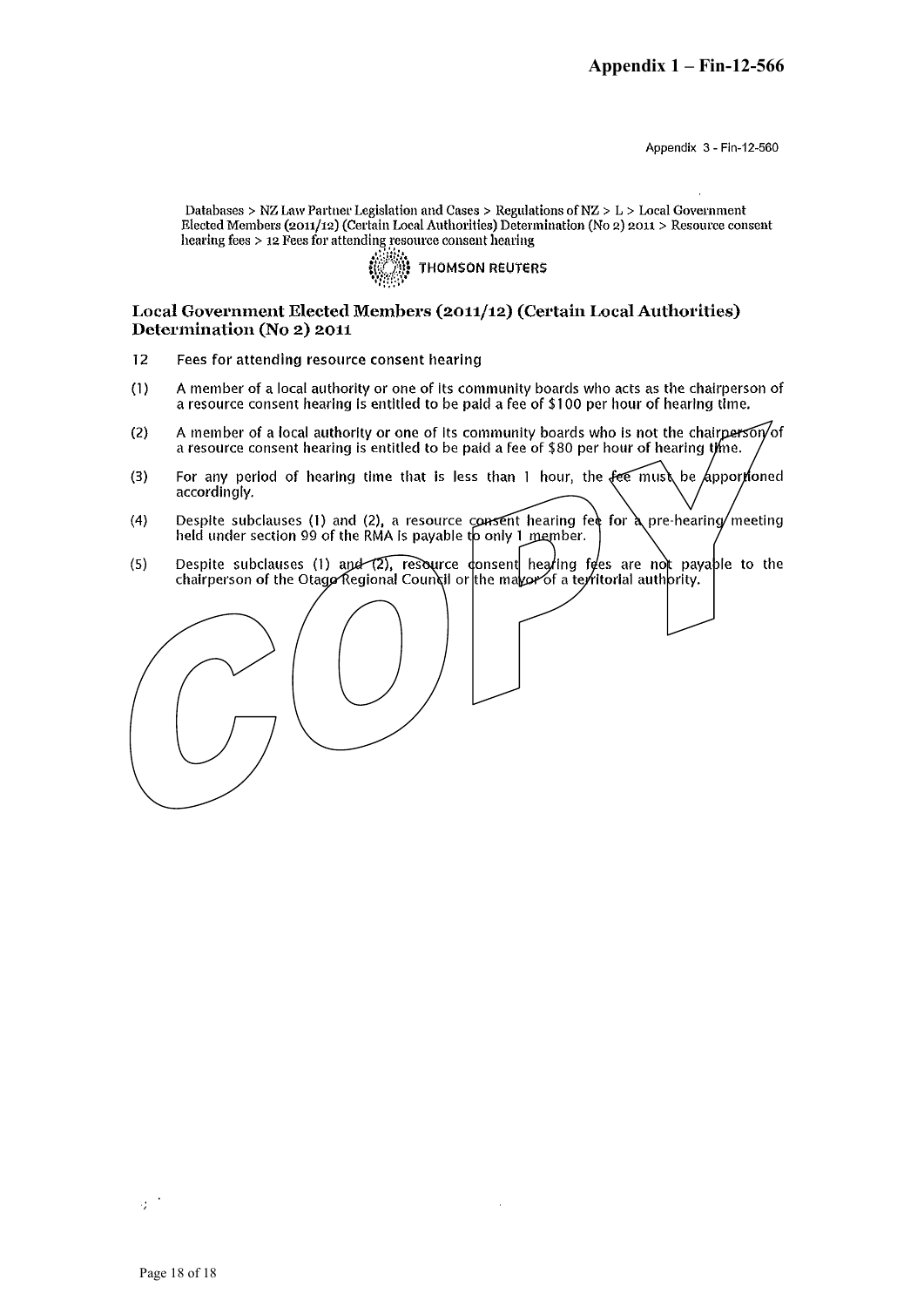Appendix 1 – Fin-12-566

Appendix 3 - Fin-12-560

Databases > NZ Law Partner Legislation and Cases > Regulations of NZ > L > Local Government Elected Members (2011/12) (Certain Local Authorities) Determination (No 2) 2011 > Resource consent hearing fees > 12 Fees for attending resource consent hearing

THOMSON REUTERS

## Local Government Elected Members (2011/12) (Certain Local Authorities) Determination (No 2) 2011

12 Fees for attending resource consent hearing

(1) A member of a local authority or one of its community boards who acts as the chairperson of a resource consent hearing is entitled to be paid a fee of $100 per hour of hearing time.

(2) A member of a local authority or one of its community boards who is not the chairperson of a resource consent hearing is entitled to be paid a fee of $80 per hour of hearing time.

(3) For any period of hearing time that is less than 1 hour, the fee must be apportioned accordingly.

(4) Despite subclauses (1) and (2), a resource consent hearing fee for a pre-hearing meeting held under section 99 of the RMA is payable to only 1 member.

(5) Despite subclauses (1) and (2), resource consent hearing fees are not payable to the chairperson of the Otago Regional Council or the mayor of a territorial authority.

COPY